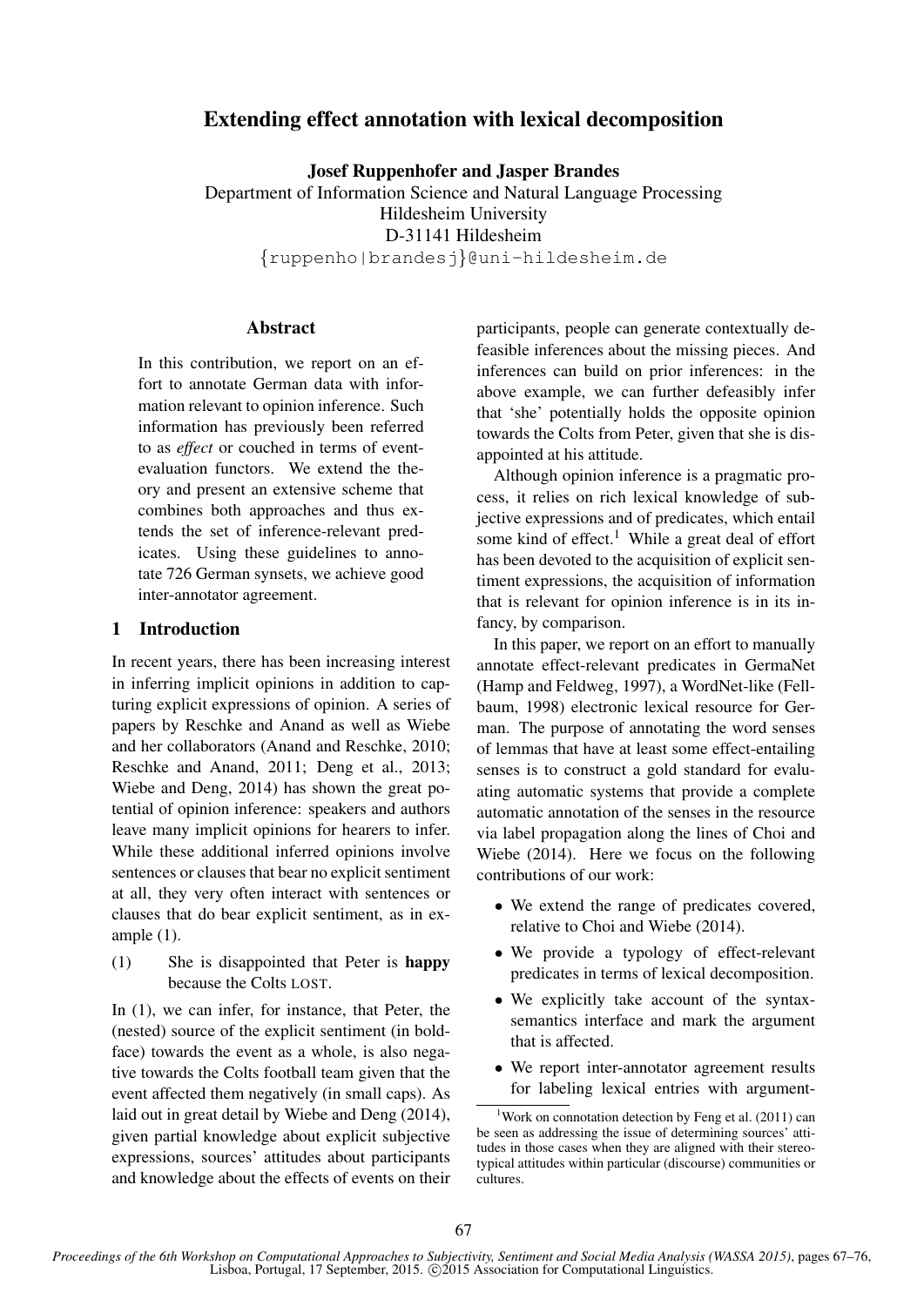# Extending effect annotation with lexical decomposition

**Josef Ruppenhofer and Jasper Brandes**

Department of Information Science and Natural Language Processing
Hildesheim University
D-31141 Hildesheim
{ruppenho|brandesj}@uni-hildesheim.de

## Abstract

In this contribution, we report on an effort to annotate German data with information relevant to opinion inference. Such information has previously been referred to as *effect* or couched in terms of event-evaluation functors. We extend the theory and present an extensive scheme that combines both approaches and thus extends the set of inference-relevant predicates. Using these guidelines to annotate 726 German synsets, we achieve good inter-annotator agreement.

## 1 Introduction

In recent years, there has been increasing interest in inferring implicit opinions in addition to capturing explicit expressions of opinion. A series of papers by Reschke and Anand as well as Wiebe and her collaborators (Anand and Reschke, 2010; Reschke and Anand, 2011; Deng et al., 2013; Wiebe and Deng, 2014) has shown the great potential of opinion inference: speakers and authors leave many implicit opinions for hearers to infer. While these additional inferred opinions involve sentences or clauses that bear no explicit sentiment at all, they very often interact with sentences or clauses that do bear explicit sentiment, as in example (1).

(1) She is disappointed that Peter is **happy** because the Colts LOST.

In (1), we can infer, for instance, that Peter, the (nested) source of the explicit sentiment (in boldface) towards the event as a whole, is also negative towards the Colts football team given that the event affected them negatively (in small caps). As laid out in great detail by Wiebe and Deng (2014), given partial knowledge about explicit subjective expressions, sources' attitudes about participants and knowledge about the effects of events on their participants, people can generate contextually defeasible inferences about the missing pieces. And inferences can build on prior inferences: in the above example, we can further defeasibly infer that 'she' potentially holds the opposite opinion towards the Colts from Peter, given that she is disappointed at his attitude.

Although opinion inference is a pragmatic process, it relies on rich lexical knowledge of subjective expressions and of predicates, which entail some kind of effect.[1] While a great deal of effort has been devoted to the acquisition of explicit sentiment expressions, the acquisition of information that is relevant for opinion inference is in its infancy, by comparison.

In this paper, we report on an effort to manually annotate effect-relevant predicates in GermaNet (Hamp and Feldweg, 1997), a WordNet-like (Fellbaum, 1998) electronic lexical resource for German. The purpose of annotating the word senses of lemmas that have at least some effect-entailing senses is to construct a gold standard for evaluating automatic systems that provide a complete automatic annotation of the senses in the resource via label propagation along the lines of Choi and Wiebe (2014). Here we focus on the following contributions of our work:

- We extend the range of predicates covered, relative to Choi and Wiebe (2014).
- We provide a typology of effect-relevant predicates in terms of lexical decomposition.
- We explicitly take account of the syntax-semantics interface and mark the argument that is affected.
- We report inter-annotator agreement results for labeling lexical entries with argument-

[1] Work on connotation detection by Feng et al. (2011) can be seen as addressing the issue of determining sources' attitudes in those cases when they are aligned with their stereotypical attitudes within particular (discourse) communities or cultures.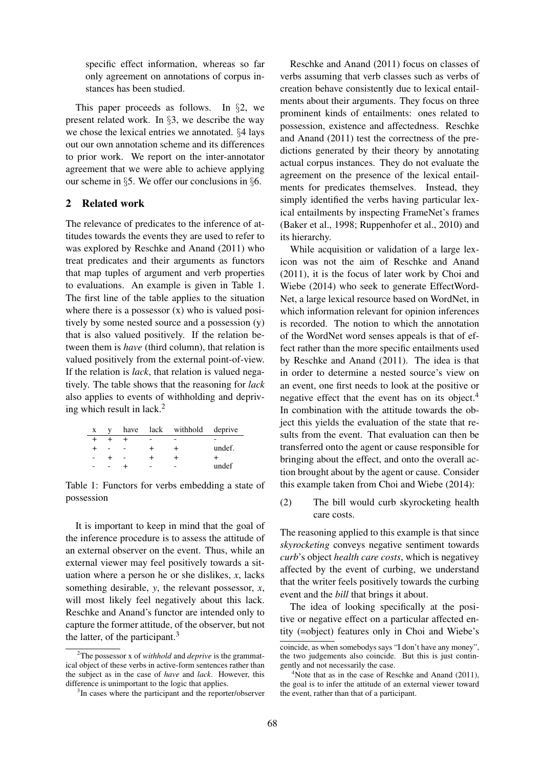specific effect information, whereas so far only agreement on annotations of corpus instances has been studied.

This paper proceeds as follows. In §2, we present related work. In §3, we describe the way we chose the lexical entries we annotated. §4 lays out our own annotation scheme and its differences to prior work. We report on the inter-annotator agreement that we were able to achieve applying our scheme in §5. We offer our conclusions in §6.

## 2 Related work

The relevance of predicates to the inference of attitudes towards the events they are used to refer to was explored by Reschke and Anand (2011) who treat predicates and their arguments as functors that map tuples of argument and verb properties to evaluations. An example is given in Table 1. The first line of the table applies to the situation where there is a possessor (x) who is valued positively by some nested source and a possession (y) that is also valued positively. If the relation between them is *have* (third column), that relation is valued positively from the external point-of-view. If the relation is *lack*, that relation is valued negatively. The table shows that the reasoning for *lack* also applies to events of withholding and depriving which result in lack.[2]

| x | y | have | lack | withhold | deprive |
|---|---|---|---|---|---|
| + | + | + | - | - | - |
| + | - | - | + | + | undef. |
| - | + | - | + | + | + |
| - | - | + | - | - | undef |

Table 1: Functors for verbs embedding a state of possession

It is important to keep in mind that the goal of the inference procedure is to assess the attitude of an external observer on the event. Thus, while an external viewer may feel positively towards a situation where a person he or she dislikes, *x*, lacks something desirable, *y*, the relevant possessor, *x*, will most likely feel negatively about this lack. Reschke and Anand's functor are intended only to capture the former attitude, of the observer, but not the latter, of the participant.[3]

Reschke and Anand (2011) focus on classes of verbs assuming that verb classes such as verbs of creation behave consistently due to lexical entailments about their arguments. They focus on three prominent kinds of entailments: ones related to possession, existence and affectedness. Reschke and Anand (2011) test the correctness of the predictions generated by their theory by annotating actual corpus instances. They do not evaluate the agreement on the presence of the lexical entailments for predicates themselves. Instead, they simply identified the verbs having particular lexical entailments by inspecting FrameNet's frames (Baker et al., 1998; Ruppenhofer et al., 2010) and its hierarchy.

While acquisition or validation of a large lexicon was not the aim of Reschke and Anand (2011), it is the focus of later work by Choi and Wiebe (2014) who seek to generate EffectWordNet, a large lexical resource based on WordNet, in which information relevant for opinion inferences is recorded. The notion to which the annotation of the WordNet word senses appeals is that of effect rather than the more specific entailments used by Reschke and Anand (2011). The idea is that in order to determine a nested source's view on an event, one first needs to look at the positive or negative effect that the event has on its object.[4] In combination with the attitude towards the object this yields the evaluation of the state that results from the event. That evaluation can then be transferred onto the agent or cause responsible for bringing about the effect, and onto the overall action brought about by the agent or cause. Consider this example taken from Choi and Wiebe (2014):

(2) The bill would curb skyrocketing health care costs.

The reasoning applied to this example is that since *skyrocketing* conveys negative sentiment towards *curb*'s object *health care costs*, which is negativey affected by the event of curbing, we understand that the writer feels positively towards the curbing event and the *bill* that brings it about.

The idea of looking specifically at the positive or negative effect on a particular affected entity (=object) features only in Choi and Wiebe's

[2] The possessor x of *withhold* and *deprive* is the grammatical object of these verbs in active-form sentences rather than the subject as in the case of *have* and *lack*. However, this difference is unimportant to the logic that applies.

[3] In cases where the participant and the reporter/observer coincide, as when somebodys says "I don't have any money", the two judgements also coincide. But this is just contingently and not necessarily the case.

[4] Note that as in the case of Reschke and Anand (2011), the goal is to infer the attitude of an external viewer toward the event, rather than that of a participant.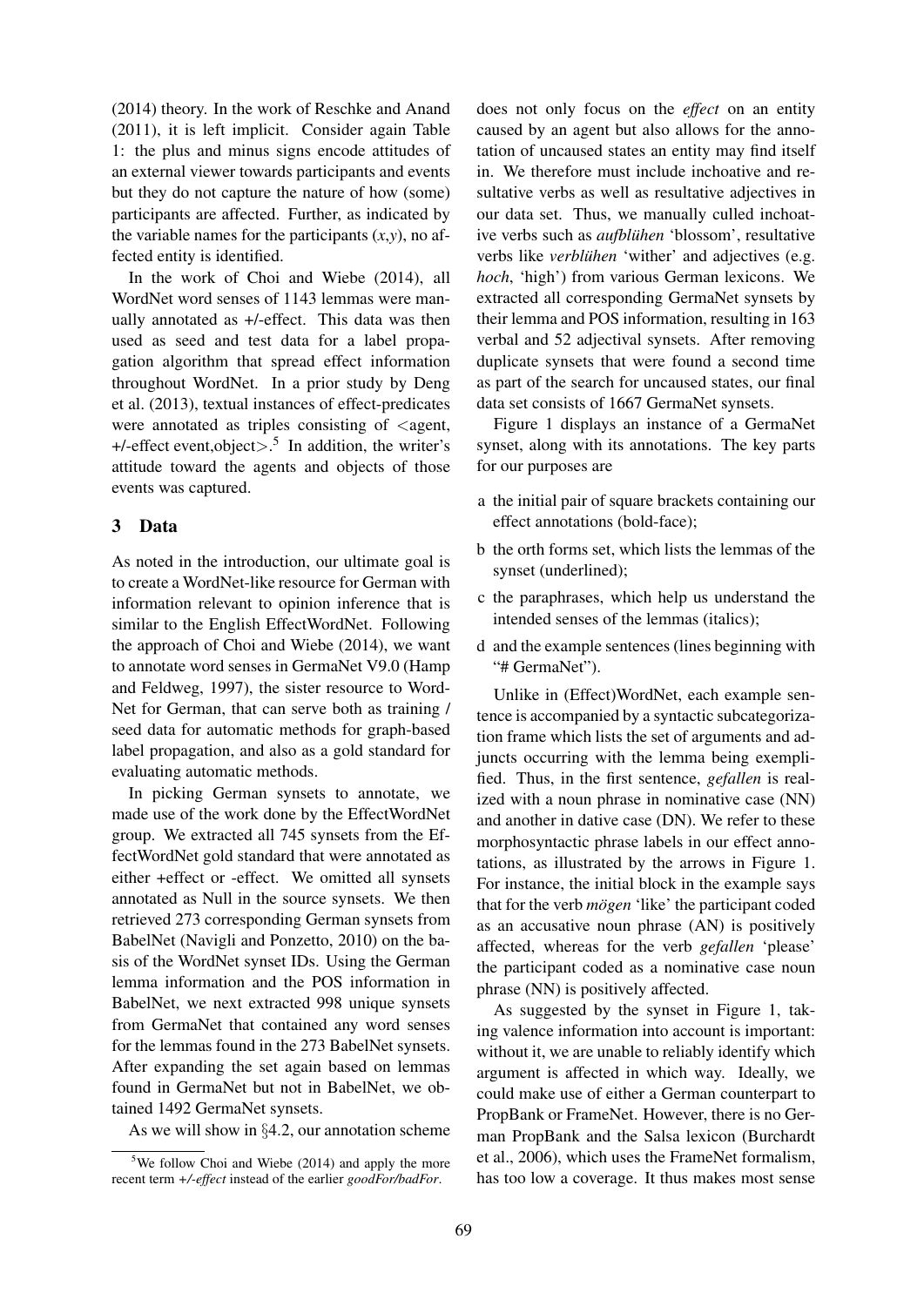(2014) theory. In the work of Reschke and Anand (2011), it is left implicit. Consider again Table 1: the plus and minus signs encode attitudes of an external viewer towards participants and events but they do not capture the nature of how (some) participants are affected. Further, as indicated by the variable names for the participants (*x*,*y*), no affected entity is identified.

In the work of Choi and Wiebe (2014), all WordNet word senses of 1143 lemmas were manually annotated as +/-effect. This data was then used as seed and test data for a label propagation algorithm that spread effect information throughout WordNet. In a prior study by Deng et al. (2013), textual instances of effect-predicates were annotated as triples consisting of <agent, +/-effect event,object>.[5] In addition, the writer's attitude toward the agents and objects of those events was captured.

## 3 Data

As noted in the introduction, our ultimate goal is to create a WordNet-like resource for German with information relevant to opinion inference that is similar to the English EffectWordNet. Following the approach of Choi and Wiebe (2014), we want to annotate word senses in GermaNet V9.0 (Hamp and Feldweg, 1997), the sister resource to WordNet for German, that can serve both as training / seed data for automatic methods for graph-based label propagation, and also as a gold standard for evaluating automatic methods.

In picking German synsets to annotate, we made use of the work done by the EffectWordNet group. We extracted all 745 synsets from the EffectWordNet gold standard that were annotated as either +effect or -effect. We omitted all synsets annotated as Null in the source synsets. We then retrieved 273 corresponding German synsets from BabelNet (Navigli and Ponzetto, 2010) on the basis of the WordNet synset IDs. Using the German lemma information and the POS information in BabelNet, we next extracted 998 unique synsets from GermaNet that contained any word senses for the lemmas found in the 273 BabelNet synsets. After expanding the set again based on lemmas found in GermaNet but not in BabelNet, we obtained 1492 GermaNet synsets.

As we will show in §4.2, our annotation scheme does not only focus on the *effect* on an entity caused by an agent but also allows for the annotation of uncaused states an entity may find itself in. We therefore must include inchoative and resultative verbs as well as resultative adjectives in our data set. Thus, we manually culled inchoative verbs such as *aufblühen* 'blossom', resultative verbs like *verblühen* 'wither' and adjectives (e.g. *hoch*, 'high') from various German lexicons. We extracted all corresponding GermaNet synsets by their lemma and POS information, resulting in 163 verbal and 52 adjectival synsets. After removing duplicate synsets that were found a second time as part of the search for uncaused states, our final data set consists of 1667 GermaNet synsets.

Figure 1 displays an instance of a GermaNet synset, along with its annotations. The key parts for our purposes are

a the initial pair of square brackets containing our effect annotations (bold-face);

b the orth forms set, which lists the lemmas of the synset (underlined);

c the paraphrases, which help us understand the intended senses of the lemmas (italics);

d and the example sentences (lines beginning with "# GermaNet").

Unlike in (Effect)WordNet, each example sentence is accompanied by a syntactic subcategorization frame which lists the set of arguments and adjuncts occurring with the lemma being exemplified. Thus, in the first sentence, *gefallen* is realized with a noun phrase in nominative case (NN) and another in dative case (DN). We refer to these morphosyntactic phrase labels in our effect annotations, as illustrated by the arrows in Figure 1. For instance, the initial block in the example says that for the verb *mögen* 'like' the participant coded as an accusative noun phrase (AN) is positively affected, whereas for the verb *gefallen* 'please' the participant coded as a nominative case noun phrase (NN) is positively affected.

As suggested by the synset in Figure 1, taking valence information into account is important: without it, we are unable to reliably identify which argument is affected in which way. Ideally, we could make use of either a German counterpart to PropBank or FrameNet. However, there is no German PropBank and the Salsa lexicon (Burchardt et al., 2006), which uses the FrameNet formalism, has too low a coverage. It thus makes most sense

[5] We follow Choi and Wiebe (2014) and apply the more recent term *+/-effect* instead of the earlier *goodFor/badFor*.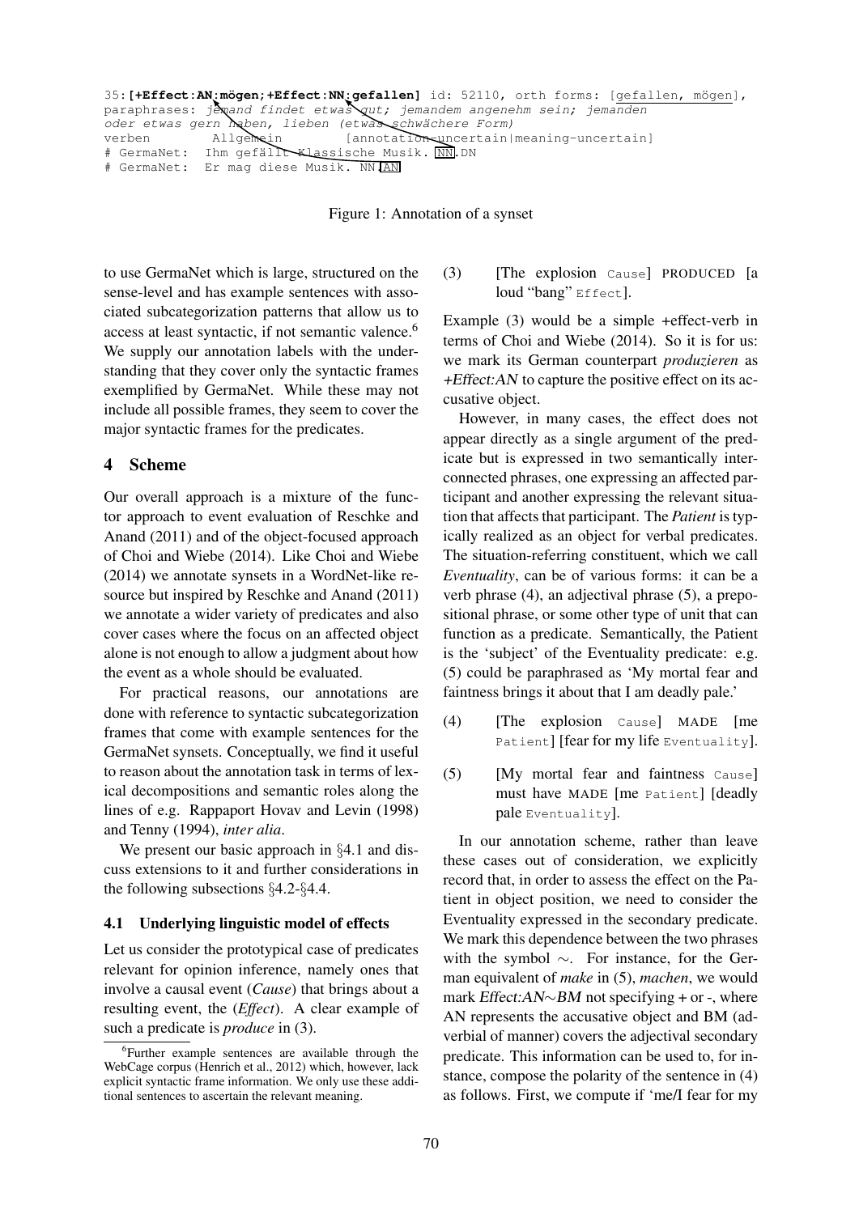```
35:[+Effect:AN:mögen;+Effect:NN:gefallen] id: 52110, orth forms: [gefallen, mögen],
paraphrases: jemand findet etwas gut; jemandem angenehm sein; jemanden
oder etwas gern haben, lieben (etwas schwächere Form)
verben        Allgemein        [annotation-uncertain|meaning-uncertain]
# GermaNet:  Ihm gefällt Klassische Musik. NN.DN
# GermaNet:  Er mag diese Musik. NN.AN
```

Figure 1: Annotation of a synset

to use GermaNet which is large, structured on the sense-level and has example sentences with associated subcategorization patterns that allow us to access at least syntactic, if not semantic valence.[6] We supply our annotation labels with the understanding that they cover only the syntactic frames exemplified by GermaNet. While these may not include all possible frames, they seem to cover the major syntactic frames for the predicates.

## 4 Scheme

Our overall approach is a mixture of the functor approach to event evaluation of Reschke and Anand (2011) and of the object-focused approach of Choi and Wiebe (2014). Like Choi and Wiebe (2014) we annotate synsets in a WordNet-like resource but inspired by Reschke and Anand (2011) we annotate a wider variety of predicates and also cover cases where the focus on an affected object alone is not enough to allow a judgment about how the event as a whole should be evaluated.

For practical reasons, our annotations are done with reference to syntactic subcategorization frames that come with example sentences for the GermaNet synsets. Conceptually, we find it useful to reason about the annotation task in terms of lexical decompositions and semantic roles along the lines of e.g. Rappaport Hovav and Levin (1998) and Tenny (1994), *inter alia*.

We present our basic approach in §4.1 and discuss extensions to it and further considerations in the following subsections §4.2-§4.4.

### 4.1 Underlying linguistic model of effects

Let us consider the prototypical case of predicates relevant for opinion inference, namely ones that involve a causal event (*Cause*) that brings about a resulting event, the (*Effect*). A clear example of such a predicate is *produce* in (3).

(3) [The explosion Cause] PRODUCED [a loud "bang" Effect].

Example (3) would be a simple +effect-verb in terms of Choi and Wiebe (2014). So it is for us: we mark its German counterpart *produzieren* as *+Effect:AN* to capture the positive effect on its accusative object.

However, in many cases, the effect does not appear directly as a single argument of the predicate but is expressed in two semantically interconnected phrases, one expressing an affected participant and another expressing the relevant situation that affects that participant. The *Patient* is typically realized as an object for verbal predicates. The situation-referring constituent, which we call *Eventuality*, can be of various forms: it can be a verb phrase (4), an adjectival phrase (5), a prepositional phrase, or some other type of unit that can function as a predicate. Semantically, the Patient is the 'subject' of the Eventuality predicate: e.g. (5) could be paraphrased as 'My mortal fear and faintness brings it about that I am deadly pale.'

(4) [The explosion Cause] MADE [me Patient] [fear for my life Eventuality].

(5) [My mortal fear and faintness Cause] must have MADE [me Patient] [deadly pale Eventuality].

In our annotation scheme, rather than leave these cases out of consideration, we explicitly record that, in order to assess the effect on the Patient in object position, we need to consider the Eventuality expressed in the secondary predicate. We mark this dependence between the two phrases with the symbol ∼. For instance, for the German equivalent of *make* in (5), *machen*, we would mark *Effect:AN∼BM* not specifying + or -, where AN represents the accusative object and BM (adverbial of manner) covers the adjectival secondary predicate. This information can be used to, for instance, compose the polarity of the sentence in (4) as follows. First, we compute if 'me/I fear for my

[6] Further example sentences are available through the WebCage corpus (Henrich et al., 2012) which, however, lack explicit syntactic frame information. We only use these additional sentences to ascertain the relevant meaning.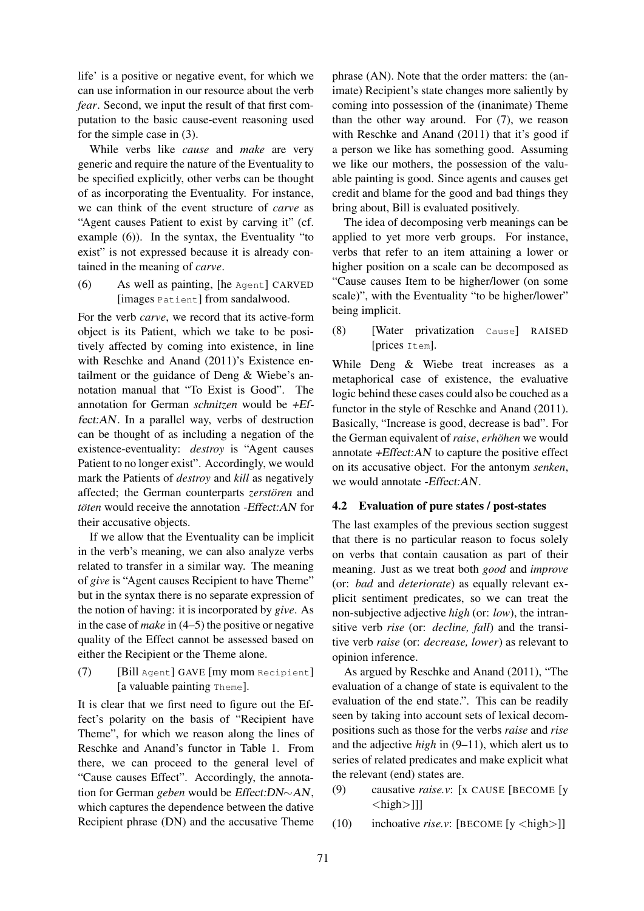life' is a positive or negative event, for which we can use information in our resource about the verb *fear*. Second, we input the result of that first computation to the basic cause-event reasoning used for the simple case in (3).

While verbs like *cause* and *make* are very generic and require the nature of the Eventuality to be specified explicitly, other verbs can be thought of as incorporating the Eventuality. For instance, we can think of the event structure of *carve* as "Agent causes Patient to exist by carving it" (cf. example (6)). In the syntax, the Eventuality "to exist" is not expressed because it is already contained in the meaning of *carve*.

(6) As well as painting, [he `Agent`] CARVED [images `Patient`] from sandalwood.

For the verb *carve*, we record that its active-form object is its Patient, which we take to be positively affected by coming into existence, in line with Reschke and Anand (2011)'s Existence entailment or the guidance of Deng & Wiebe's annotation manual that "To Exist is Good". The annotation for German *schnitzen* would be *+Effect:AN*. In a parallel way, verbs of destruction can be thought of as including a negation of the existence-eventuality: *destroy* is "Agent causes Patient to no longer exist". Accordingly, we would mark the Patients of *destroy* and *kill* as negatively affected; the German counterparts *zerstören* and *töten* would receive the annotation *-Effect:AN* for their accusative objects.

If we allow that the Eventuality can be implicit in the verb's meaning, we can also analyze verbs related to transfer in a similar way. The meaning of *give* is "Agent causes Recipient to have Theme" but in the syntax there is no separate expression of the notion of having: it is incorporated by *give*. As in the case of *make* in (4–5) the positive or negative quality of the Effect cannot be assessed based on either the Recipient or the Theme alone.

(7) [Bill `Agent`] GAVE [my mom `Recipient`] [a valuable painting `Theme`].

It is clear that we first need to figure out the Effect's polarity on the basis of "Recipient have Theme", for which we reason along the lines of Reschke and Anand's functor in Table 1. From there, we can proceed to the general level of "Cause causes Effect". Accordingly, the annotation for German *geben* would be *Effect:DN∼AN*, which captures the dependence between the dative Recipient phrase (DN) and the accusative Theme phrase (AN). Note that the order matters: the (animate) Recipient's state changes more saliently by coming into possession of the (inanimate) Theme than the other way around. For (7), we reason with Reschke and Anand (2011) that it's good if a person we like has something good. Assuming we like our mothers, the possession of the valuable painting is good. Since agents and causes get credit and blame for the good and bad things they bring about, Bill is evaluated positively.

The idea of decomposing verb meanings can be applied to yet more verb groups. For instance, verbs that refer to an item attaining a lower or higher position on a scale can be decomposed as "Cause causes Item to be higher/lower (on some scale)", with the Eventuality "to be higher/lower" being implicit.

(8) [Water privatization `Cause`] RAISED [prices `Item`].

While Deng & Wiebe treat increases as a metaphorical case of existence, the evaluative logic behind these cases could also be couched as a functor in the style of Reschke and Anand (2011). Basically, "Increase is good, decrease is bad". For the German equivalent of *raise*, *erhöhen* we would annotate *+Effect:AN* to capture the positive effect on its accusative object. For the antonym *senken*, we would annotate *-Effect:AN*.

### 4.2 Evaluation of pure states / post-states

The last examples of the previous section suggest that there is no particular reason to focus solely on verbs that contain causation as part of their meaning. Just as we treat both *good* and *improve* (or: *bad* and *deteriorate*) as equally relevant explicit sentiment predicates, so we can treat the non-subjective adjective *high* (or: *low*), the intransitive verb *rise* (or: *decline, fall*) and the transitive verb *raise* (or: *decrease, lower*) as relevant to opinion inference.

As argued by Reschke and Anand (2011), "The evaluation of a change of state is equivalent to the evaluation of the end state.". This can be readily seen by taking into account sets of lexical decompositions such as those for the verbs *raise* and *rise* and the adjective *high* in (9–11), which alert us to series of related predicates and make explicit what the relevant (end) states are.

(9) causative *raise.v*: [x CAUSE [BECOME [y <high>]]]

(10) inchoative *rise.v*: [BECOME [y <high>]]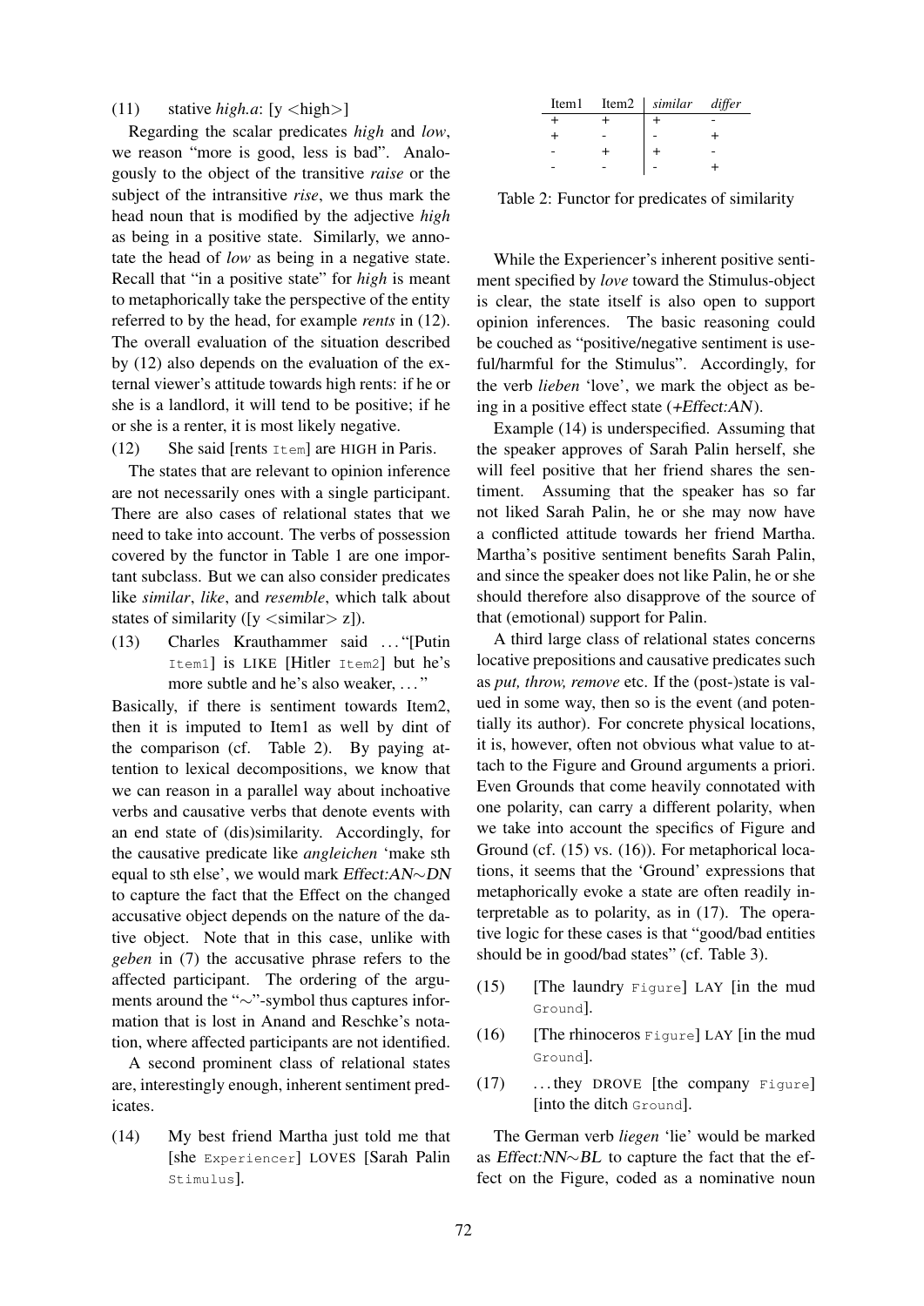(11) stative *high.a*: [y <high>]

Regarding the scalar predicates *high* and *low*, we reason "more is good, less is bad". Analogously to the object of the transitive *raise* or the subject of the intransitive *rise*, we thus mark the head noun that is modified by the adjective *high* as being in a positive state. Similarly, we annotate the head of *low* as being in a negative state. Recall that "in a positive state" for *high* is meant to metaphorically take the perspective of the entity referred to by the head, for example *rents* in (12). The overall evaluation of the situation described by (12) also depends on the evaluation of the external viewer's attitude towards high rents: if he or she is a landlord, it will tend to be positive; if he or she is a renter, it is most likely negative.

(12) She said [rents `Item`] are HIGH in Paris.

The states that are relevant to opinion inference are not necessarily ones with a single participant. There are also cases of relational states that we need to take into account. The verbs of possession covered by the functor in Table 1 are one important subclass. But we can also consider predicates like *similar*, *like*, and *resemble*, which talk about states of similarity ([y <similar> z]).

(13) Charles Krauthammer said ... "[Putin `Item1`] is LIKE [Hitler `Item2`] but he's more subtle and he's also weaker, ..."

Basically, if there is sentiment towards Item2, then it is imputed to Item1 as well by dint of the comparison (cf. Table 2). By paying attention to lexical decompositions, we know that we can reason in a parallel way about inchoative verbs and causative verbs that denote events with an end state of (dis)similarity. Accordingly, for the causative predicate like *angleichen* 'make sth equal to sth else', we would mark *Effect:AN∼DN* to capture the fact that the Effect on the changed accusative object depends on the nature of the dative object. Note that in this case, unlike with *geben* in (7) the accusative phrase refers to the affected participant. The ordering of the arguments around the "∼"-symbol thus captures information that is lost in Anand and Reschke's notation, where affected participants are not identified.

A second prominent class of relational states are, interestingly enough, inherent sentiment predicates.

(14) My best friend Martha just told me that [she `Experiencer`] LOVES [Sarah Palin `Stimulus`].

| Item1 | Item2 | *similar* | *differ* |
|---|---|---|---|
| + | + | + | - |
| + | - | - | + |
| - | + | + | - |
| - | - | - | + |

Table 2: Functor for predicates of similarity

While the Experiencer's inherent positive sentiment specified by *love* toward the Stimulus-object is clear, the state itself is also open to support opinion inferences. The basic reasoning could be couched as "positive/negative sentiment is useful/harmful for the Stimulus". Accordingly, for the verb *lieben* 'love', we mark the object as being in a positive effect state (*+Effect:AN*).

Example (14) is underspecified. Assuming that the speaker approves of Sarah Palin herself, she will feel positive that her friend shares the sentiment. Assuming that the speaker has so far not liked Sarah Palin, he or she may now have a conflicted attitude towards her friend Martha. Martha's positive sentiment benefits Sarah Palin, and since the speaker does not like Palin, he or she should therefore also disapprove of the source of that (emotional) support for Palin.

A third large class of relational states concerns locative prepositions and causative predicates such as *put, throw, remove* etc. If the (post-)state is valued in some way, then so is the event (and potentially its author). For concrete physical locations, it is, however, often not obvious what value to attach to the Figure and Ground arguments a priori. Even Grounds that come heavily connotated with one polarity, can carry a different polarity, when we take into account the specifics of Figure and Ground (cf. (15) vs. (16)). For metaphorical locations, it seems that the 'Ground' expressions that metaphorically evoke a state are often readily interpretable as to polarity, as in (17). The operative logic for these cases is that "good/bad entities should be in good/bad states" (cf. Table 3).

(15) [The laundry `Figure`] LAY [in the mud `Ground`].

(16) [The rhinoceros `Figure`] LAY [in the mud `Ground`].

(17) ... they DROVE [the company `Figure`] [into the ditch `Ground`].

The German verb *liegen* 'lie' would be marked as *Effect:NN∼BL* to capture the fact that the effect on the Figure, coded as a nominative noun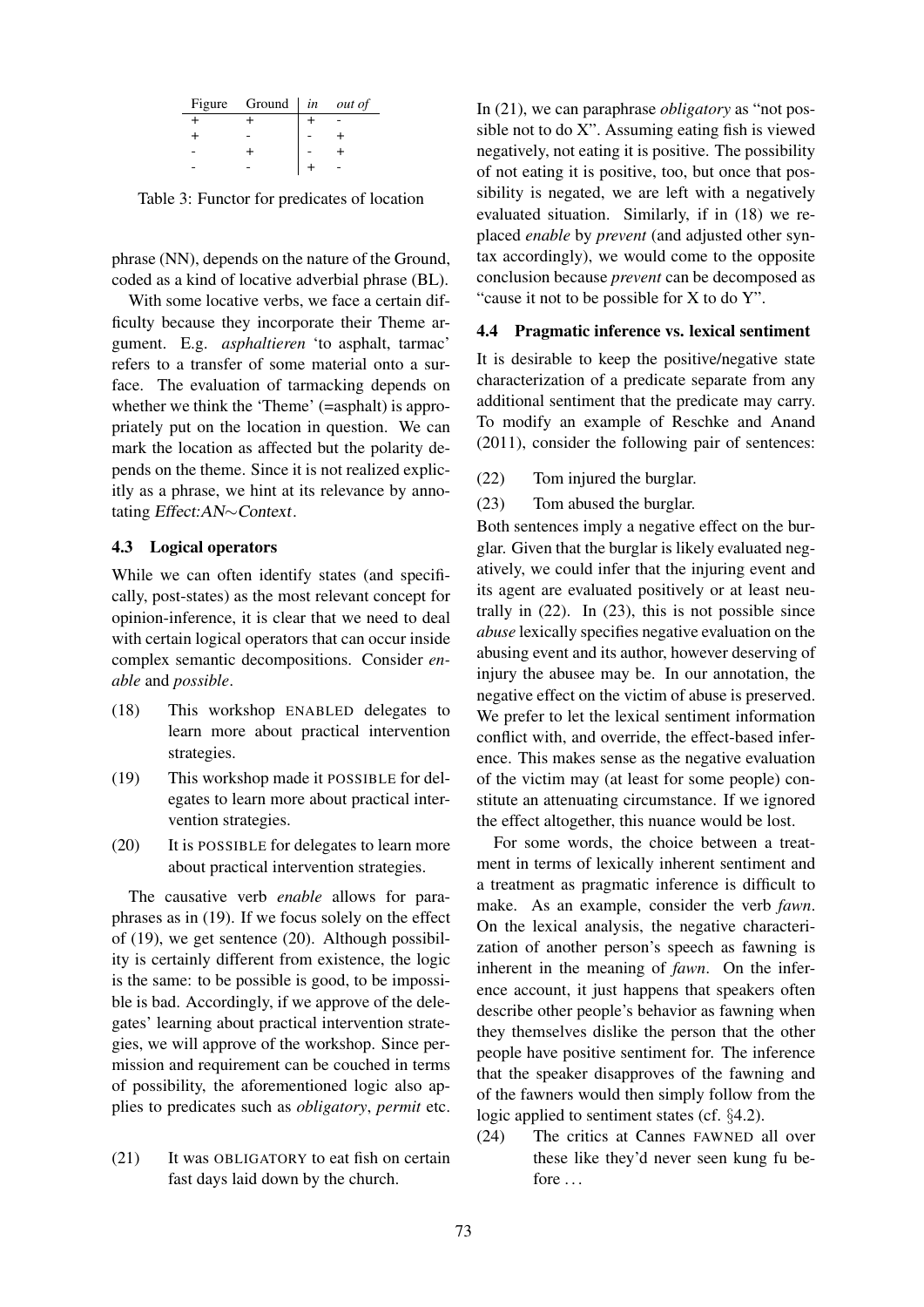| Figure | Ground | in | out of |
|---|---|---|---|
| + | + | + | - |
| + | - | - | + |
| - | + | - | + |
| - | - | + | - |

Table 3: Functor for predicates of location

phrase (NN), depends on the nature of the Ground, coded as a kind of locative adverbial phrase (BL).

With some locative verbs, we face a certain difficulty because they incorporate their Theme argument. E.g. *asphaltieren* 'to asphalt, tarmac' refers to a transfer of some material onto a surface. The evaluation of tarmacking depends on whether we think the 'Theme' (=asphalt) is appropriately put on the location in question. We can mark the location as affected but the polarity depends on the theme. Since it is not realized explicitly as a phrase, we hint at its relevance by annotating *Effect:AN∼Context*.

### 4.3 Logical operators

While we can often identify states (and specifically, post-states) as the most relevant concept for opinion-inference, it is clear that we need to deal with certain logical operators that can occur inside complex semantic decompositions. Consider *enable* and *possible*.

(18) This workshop ENABLED delegates to learn more about practical intervention strategies.

(19) This workshop made it POSSIBLE for delegates to learn more about practical intervention strategies.

(20) It is POSSIBLE for delegates to learn more about practical intervention strategies.

The causative verb *enable* allows for paraphrases as in (19). If we focus solely on the effect of (19), we get sentence (20). Although possibility is certainly different from existence, the logic is the same: to be possible is good, to be impossible is bad. Accordingly, if we approve of the delegates' learning about practical intervention strategies, we will approve of the workshop. Since permission and requirement can be couched in terms of possibility, the aforementioned logic also applies to predicates such as *obligatory*, *permit* etc.

(21) It was OBLIGATORY to eat fish on certain fast days laid down by the church.

In (21), we can paraphrase *obligatory* as "not possible not to do X". Assuming eating fish is viewed negatively, not eating it is positive. The possibility of not eating it is positive, too, but once that possibility is negated, we are left with a negatively evaluated situation. Similarly, if in (18) we replaced *enable* by *prevent* (and adjusted other syntax accordingly), we would come to the opposite conclusion because *prevent* can be decomposed as "cause it not to be possible for X to do Y".

### 4.4 Pragmatic inference vs. lexical sentiment

It is desirable to keep the positive/negative state characterization of a predicate separate from any additional sentiment that the predicate may carry. To modify an example of Reschke and Anand (2011), consider the following pair of sentences:

(22) Tom injured the burglar.

(23) Tom abused the burglar.

Both sentences imply a negative effect on the burglar. Given that the burglar is likely evaluated negatively, we could infer that the injuring event and its agent are evaluated positively or at least neutrally in (22). In (23), this is not possible since *abuse* lexically specifies negative evaluation on the abusing event and its author, however deserving of injury the abusee may be. In our annotation, the negative effect on the victim of abuse is preserved. We prefer to let the lexical sentiment information conflict with, and override, the effect-based inference. This makes sense as the negative evaluation of the victim may (at least for some people) constitute an attenuating circumstance. If we ignored the effect altogether, this nuance would be lost.

For some words, the choice between a treatment in terms of lexically inherent sentiment and a treatment as pragmatic inference is difficult to make. As an example, consider the verb *fawn*. On the lexical analysis, the negative characterization of another person's speech as fawning is inherent in the meaning of *fawn*. On the inference account, it just happens that speakers often describe other people's behavior as fawning when they themselves dislike the person that the other people have positive sentiment for. The inference that the speaker disapproves of the fawning and of the fawners would then simply follow from the logic applied to sentiment states (cf. §4.2).

(24) The critics at Cannes FAWNED all over these like they'd never seen kung fu before ...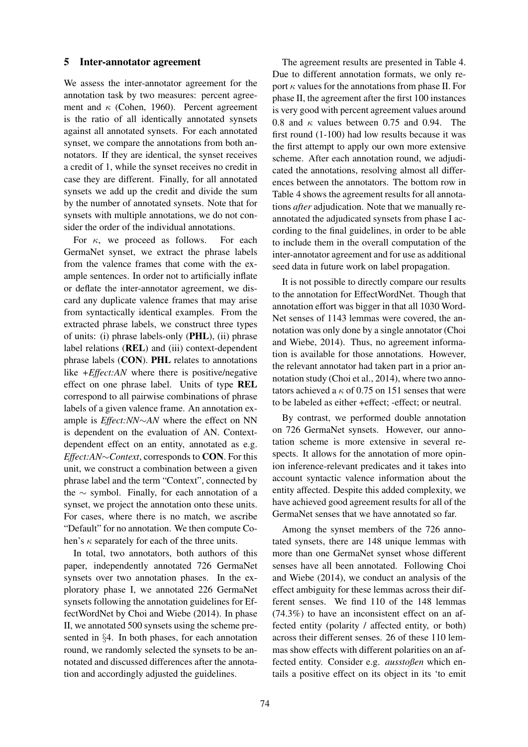## 5 Inter-annotator agreement

We assess the inter-annotator agreement for the annotation task by two measures: percent agreement and $\kappa$ (Cohen, 1960). Percent agreement is the ratio of all identically annotated synsets against all annotated synsets. For each annotated synset, we compare the annotations from both annotators. If they are identical, the synset receives a credit of 1, while the synset receives no credit in case they are different. Finally, for all annotated synsets we add up the credit and divide the sum by the number of annotated synsets. Note that for synsets with multiple annotations, we do not consider the order of the individual annotations.

For $\kappa$, we proceed as follows. For each GermaNet synset, we extract the phrase labels from the valence frames that come with the example sentences. In order not to artificially inflate or deflate the inter-annotator agreement, we discard any duplicate valence frames that may arise from syntactically identical examples. From the extracted phrase labels, we construct three types of units: (i) phrase labels-only (**PHL**), (ii) phrase label relations (**REL**) and (iii) context-dependent phrase labels (**CON**). **PHL** relates to annotations like *+Effect:AN* where there is positive/negative effect on one phrase label. Units of type **REL** correspond to all pairwise combinations of phrase labels of a given valence frame. An annotation example is *Effect:NN*$\sim$*AN* where the effect on NN is dependent on the evaluation of AN. Context-dependent effect on an entity, annotated as e.g. *Effect:AN*$\sim$*Context*, corresponds to **CON**. For this unit, we construct a combination between a given phrase label and the term "Context", connected by the $\sim$ symbol. Finally, for each annotation of a synset, we project the annotation onto these units. For cases, where there is no match, we ascribe "Default" for no annotation. We then compute Cohen's $\kappa$ separately for each of the three units.

In total, two annotators, both authors of this paper, independently annotated 726 GermaNet synsets over two annotation phases. In the exploratory phase I, we annotated 226 GermaNet synsets following the annotation guidelines for EffectWordNet by Choi and Wiebe (2014). In phase II, we annotated 500 synsets using the scheme presented in §4. In both phases, for each annotation round, we randomly selected the synsets to be annotated and discussed differences after the annotation and accordingly adjusted the guidelines.

The agreement results are presented in Table 4. Due to different annotation formats, we only report $\kappa$ values for the annotations from phase II. For phase II, the agreement after the first 100 instances is very good with percent agreement values around 0.8 and $\kappa$ values between 0.75 and 0.94. The first round (1-100) had low results because it was the first attempt to apply our own more extensive scheme. After each annotation round, we adjudicated the annotations, resolving almost all differences between the annotators. The bottom row in Table 4 shows the agreement results for all annotations *after* adjudication. Note that we manually re-annotated the adjudicated synsets from phase I according to the final guidelines, in order to be able to include them in the overall computation of the inter-annotator agreement and for use as additional seed data in future work on label propagation.

It is not possible to directly compare our results to the annotation for EffectWordNet. Though that annotation effort was bigger in that all 1030 WordNet senses of 1143 lemmas were covered, the annotation was only done by a single annotator (Choi and Wiebe, 2014). Thus, no agreement information is available for those annotations. However, the relevant annotator had taken part in a prior annotation study (Choi et al., 2014), where two annotators achieved a $\kappa$ of 0.75 on 151 senses that were to be labeled as either +effect; -effect; or neutral.

By contrast, we performed double annotation on 726 GermaNet synsets. However, our annotation scheme is more extensive in several respects. It allows for the annotation of more opinion inference-relevant predicates and it takes into account syntactic valence information about the entity affected. Despite this added complexity, we have achieved good agreement results for all of the GermaNet senses that we have annotated so far.

Among the synset members of the 726 annotated synsets, there are 148 unique lemmas with more than one GermaNet synset whose different senses have all been annotated. Following Choi and Wiebe (2014), we conduct an analysis of the effect ambiguity for these lemmas across their different senses. We find 110 of the 148 lemmas (74.3%) to have an inconsistent effect on an affected entity (polarity / affected entity, or both) across their different senses. 26 of these 110 lemmas show effects with different polarities on an affected entity. Consider e.g. *ausstoßen* which entails a positive effect on its object in its 'to emit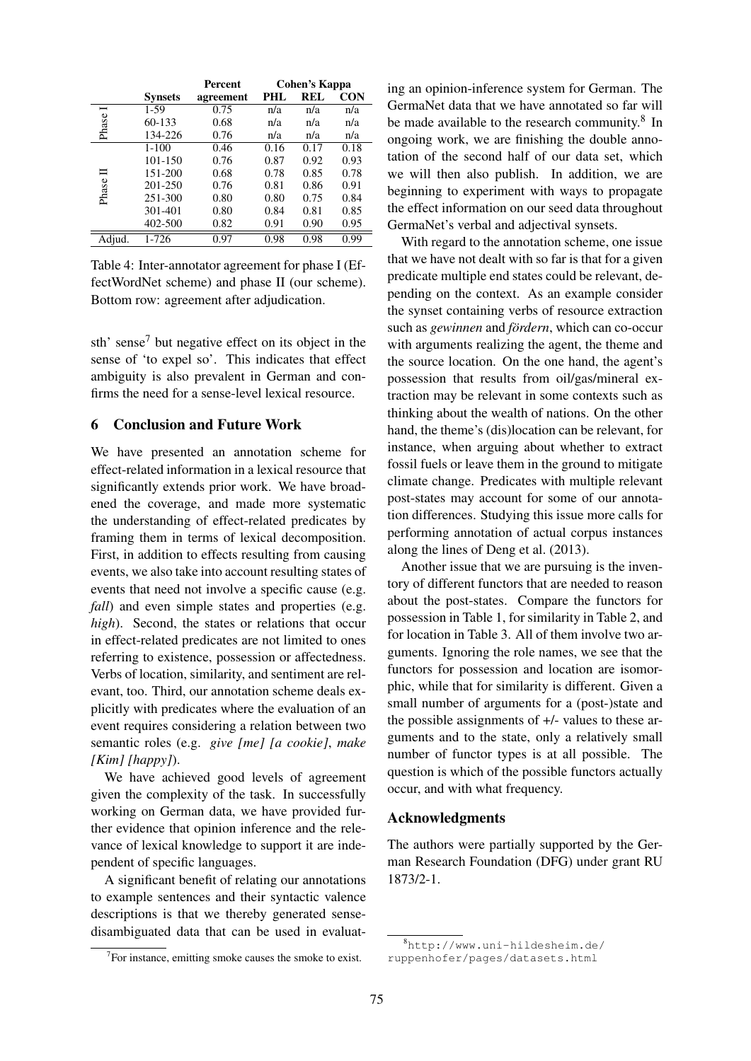| | Synsets | Percent agreement | Cohen's Kappa | | |
|---|---|---|---|---|---|
| | | | PHL | REL | CON |
| Phase I | 1-59 | 0.75 | n/a | n/a | n/a |
| | 60-133 | 0.68 | n/a | n/a | n/a |
| | 134-226 | 0.76 | n/a | n/a | n/a |
| Phase II | 1-100 | 0.46 | 0.16 | 0.17 | 0.18 |
| | 101-150 | 0.76 | 0.87 | 0.92 | 0.93 |
| | 151-200 | 0.68 | 0.78 | 0.85 | 0.78 |
| | 201-250 | 0.76 | 0.81 | 0.86 | 0.91 |
| | 251-300 | 0.80 | 0.80 | 0.75 | 0.84 |
| | 301-401 | 0.80 | 0.84 | 0.81 | 0.85 |
| | 402-500 | 0.82 | 0.91 | 0.90 | 0.95 |
| Adjud. | 1-726 | 0.97 | 0.98 | 0.98 | 0.99 |

Table 4: Inter-annotator agreement for phase I (EffectWordNet scheme) and phase II (our scheme). Bottom row: agreement after adjudication.

sth' sense[7] but negative effect on its object in the sense of 'to expel so'. This indicates that effect ambiguity is also prevalent in German and confirms the need for a sense-level lexical resource.

## 6 Conclusion and Future Work

We have presented an annotation scheme for effect-related information in a lexical resource that significantly extends prior work. We have broadened the coverage, and made more systematic the understanding of effect-related predicates by framing them in terms of lexical decomposition. First, in addition to effects resulting from causing events, we also take into account resulting states of events that need not involve a specific cause (e.g. *fall*) and even simple states and properties (e.g. *high*). Second, the states or relations that occur in effect-related predicates are not limited to ones referring to existence, possession or affectedness. Verbs of location, similarity, and sentiment are relevant, too. Third, our annotation scheme deals explicitly with predicates where the evaluation of an event requires considering a relation between two semantic roles (e.g. *give [me] [a cookie]*, *make [Kim] [happy]*).

We have achieved good levels of agreement given the complexity of the task. In successfully working on German data, we have provided further evidence that opinion inference and the relevance of lexical knowledge to support it are independent of specific languages.

A significant benefit of relating our annotations to example sentences and their syntactic valence descriptions is that we thereby generated sense-disambiguated data that can be used in evaluating an opinion-inference system for German. The GermaNet data that we have annotated so far will be made available to the research community.[8] In ongoing work, we are finishing the double annotation of the second half of our data set, which we will then also publish. In addition, we are beginning to experiment with ways to propagate the effect information on our seed data throughout GermaNet's verbal and adjectival synsets.

With regard to the annotation scheme, one issue that we have not dealt with so far is that for a given predicate multiple end states could be relevant, depending on the context. As an example consider the synset containing verbs of resource extraction such as *gewinnen* and *fördern*, which can co-occur with arguments realizing the agent, the theme and the source location. On the one hand, the agent's possession that results from oil/gas/mineral extraction may be relevant in some contexts such as thinking about the wealth of nations. On the other hand, the theme's (dis)location can be relevant, for instance, when arguing about whether to extract fossil fuels or leave them in the ground to mitigate climate change. Predicates with multiple relevant post-states may account for some of our annotation differences. Studying this issue more calls for performing annotation of actual corpus instances along the lines of Deng et al. (2013).

Another issue that we are pursuing is the inventory of different functors that are needed to reason about the post-states. Compare the functors for possession in Table 1, for similarity in Table 2, and for location in Table 3. All of them involve two arguments. Ignoring the role names, we see that the functors for possession and location are isomorphic, while that for similarity is different. Given a small number of arguments for a (post-)state and the possible assignments of +/- values to these arguments and to the state, only a relatively small number of functor types is at all possible. The question is which of the possible functors actually occur, and with what frequency.

## Acknowledgments

The authors were partially supported by the German Research Foundation (DFG) under grant RU 1873/2-1.

[7]For instance, emitting smoke causes the smoke to exist.

[8]http://www.uni-hildesheim.de/ruppenhofer/pages/datasets.html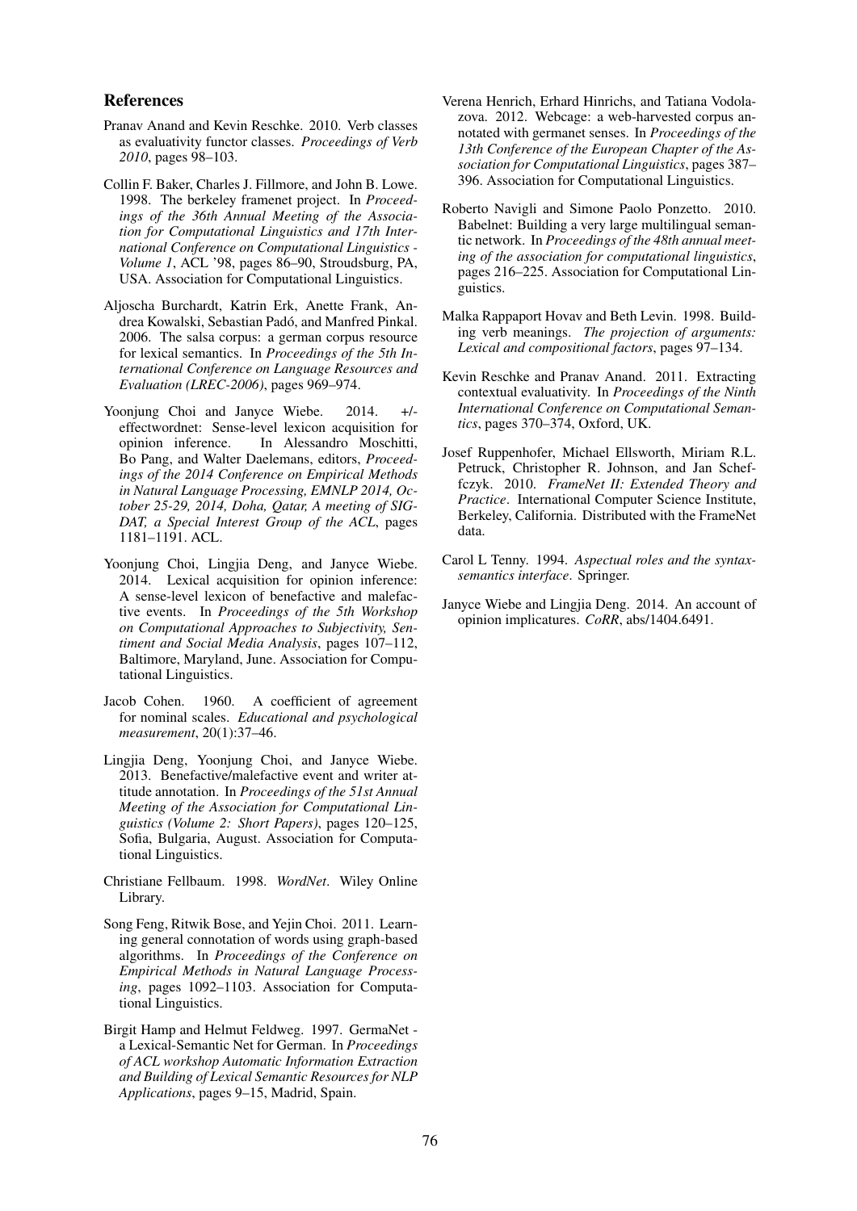## References

Pranav Anand and Kevin Reschke. 2010. Verb classes as evaluativity functor classes. *Proceedings of Verb 2010*, pages 98–103.

Collin F. Baker, Charles J. Fillmore, and John B. Lowe. 1998. The berkeley framenet project. In *Proceedings of the 36th Annual Meeting of the Association for Computational Linguistics and 17th International Conference on Computational Linguistics - Volume 1*, ACL '98, pages 86–90, Stroudsburg, PA, USA. Association for Computational Linguistics.

Aljoscha Burchardt, Katrin Erk, Anette Frank, Andrea Kowalski, Sebastian Padó, and Manfred Pinkal. 2006. The salsa corpus: a german corpus resource for lexical semantics. In *Proceedings of the 5th International Conference on Language Resources and Evaluation (LREC-2006)*, pages 969–974.

Yoonjung Choi and Janyce Wiebe. 2014. +/-effectwordnet: Sense-level lexicon acquisition for opinion inference. In Alessandro Moschitti, Bo Pang, and Walter Daelemans, editors, *Proceedings of the 2014 Conference on Empirical Methods in Natural Language Processing, EMNLP 2014, October 25-29, 2014, Doha, Qatar, A meeting of SIGDAT, a Special Interest Group of the ACL*, pages 1181–1191. ACL.

Yoonjung Choi, Lingjia Deng, and Janyce Wiebe. 2014. Lexical acquisition for opinion inference: A sense-level lexicon of benefactive and malefactive events. In *Proceedings of the 5th Workshop on Computational Approaches to Subjectivity, Sentiment and Social Media Analysis*, pages 107–112, Baltimore, Maryland, June. Association for Computational Linguistics.

Jacob Cohen. 1960. A coefficient of agreement for nominal scales. *Educational and psychological measurement*, 20(1):37–46.

Lingjia Deng, Yoonjung Choi, and Janyce Wiebe. 2013. Benefactive/malefactive event and writer attitude annotation. In *Proceedings of the 51st Annual Meeting of the Association for Computational Linguistics (Volume 2: Short Papers)*, pages 120–125, Sofia, Bulgaria, August. Association for Computational Linguistics.

Christiane Fellbaum. 1998. *WordNet*. Wiley Online Library.

Song Feng, Ritwik Bose, and Yejin Choi. 2011. Learning general connotation of words using graph-based algorithms. In *Proceedings of the Conference on Empirical Methods in Natural Language Processing*, pages 1092–1103. Association for Computational Linguistics.

Birgit Hamp and Helmut Feldweg. 1997. GermaNet - a Lexical-Semantic Net for German. In *Proceedings of ACL workshop Automatic Information Extraction and Building of Lexical Semantic Resources for NLP Applications*, pages 9–15, Madrid, Spain.

Verena Henrich, Erhard Hinrichs, and Tatiana Vodolazova. 2012. Webcage: a web-harvested corpus annotated with germanet senses. In *Proceedings of the 13th Conference of the European Chapter of the Association for Computational Linguistics*, pages 387–396. Association for Computational Linguistics.

Roberto Navigli and Simone Paolo Ponzetto. 2010. Babelnet: Building a very large multilingual semantic network. In *Proceedings of the 48th annual meeting of the association for computational linguistics*, pages 216–225. Association for Computational Linguistics.

Malka Rappaport Hovav and Beth Levin. 1998. Building verb meanings. *The projection of arguments: Lexical and compositional factors*, pages 97–134.

Kevin Reschke and Pranav Anand. 2011. Extracting contextual evaluativity. In *Proceedings of the Ninth International Conference on Computational Semantics*, pages 370–374, Oxford, UK.

Josef Ruppenhofer, Michael Ellsworth, Miriam R.L. Petruck, Christopher R. Johnson, and Jan Scheffczyk. 2010. *FrameNet II: Extended Theory and Practice*. International Computer Science Institute, Berkeley, California. Distributed with the FrameNet data.

Carol L Tenny. 1994. *Aspectual roles and the syntax-semantics interface*. Springer.

Janyce Wiebe and Lingjia Deng. 2014. An account of opinion implicatures. *CoRR*, abs/1404.6491.